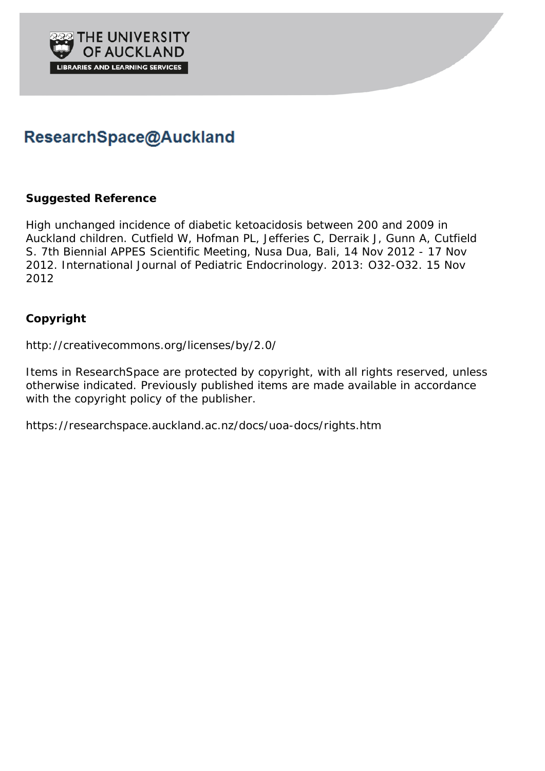THE UNIVERSITY OF AUCKLAND

LIBRARIES AND LEARNING SERVICES

# ResearchSpace@Auckland

### Suggested Reference

High unchanged incidence of diabetic ketoacidosis between 200 and 2009 in Auckland children. Cutfield W, Hofman PL, Jefferies C, Derraik J, Gunn A, Cutfield S. 7th Biennial APPES Scientific Meeting, Nusa Dua, Bali, 14 Nov 2012 - 17 Nov 2012. International Journal of Pediatric Endocrinology. 2013: O32-O32. 15 Nov 2012

### Copyright

http://creativecommons.org/licenses/by/2.0/

Items in ResearchSpace are protected by copyright, with all rights reserved, unless otherwise indicated. Previously published items are made available in accordance with the copyright policy of the publisher.

https://researchspace.auckland.ac.nz/docs/uoa-docs/rights.htm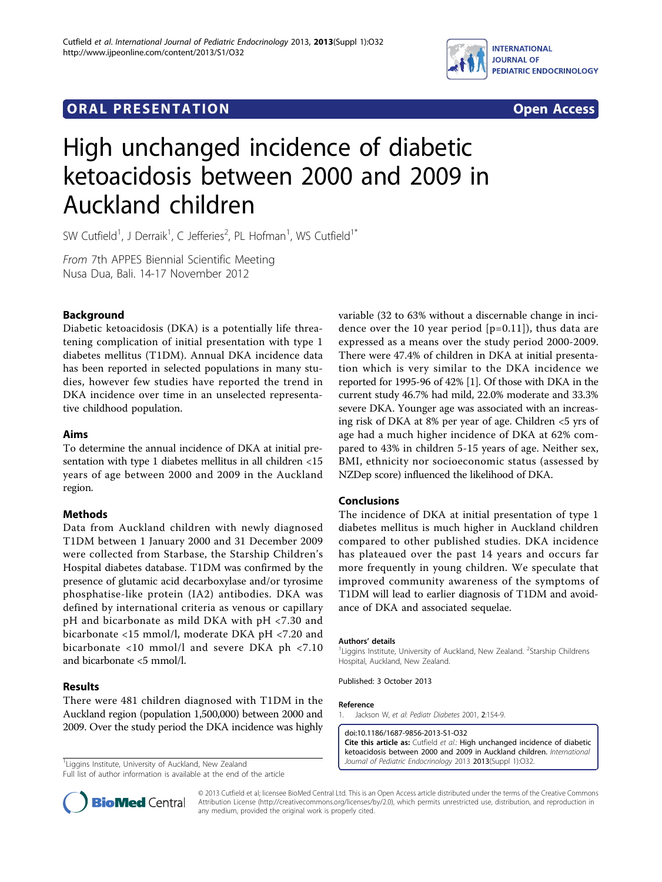ORAL PRESENTATION — Open Access

# High unchanged incidence of diabetic ketoacidosis between 2000 and 2009 in Auckland children

SW Cutfield[1], J Derraik[1], C Jefferies[2], PL Hofman[1], WS Cutfield[1*]

*From* 7th APPES Biennial Scientific Meeting
Nusa Dua, Bali. 14-17 November 2012

## Background

Diabetic ketoacidosis (DKA) is a potentially life threatening complication of initial presentation with type 1 diabetes mellitus (T1DM). Annual DKA incidence data has been reported in selected populations in many studies, however few studies have reported the trend in DKA incidence over time in an unselected representative childhood population.

## Aims

To determine the annual incidence of DKA at initial presentation with type 1 diabetes mellitus in all children <15 years of age between 2000 and 2009 in the Auckland region.

## Methods

Data from Auckland children with newly diagnosed T1DM between 1 January 2000 and 31 December 2009 were collected from Starbase, the Starship Children's Hospital diabetes database. T1DM was confirmed by the presence of glutamic acid decarboxylase and/or tyrosime phosphatise-like protein (IA2) antibodies. DKA was defined by international criteria as venous or capillary pH and bicarbonate as mild DKA with pH <7.30 and bicarbonate <15 mmol/l, moderate DKA pH <7.20 and bicarbonate <10 mmol/l and severe DKA ph <7.10 and bicarbonate <5 mmol/l.

## Results

There were 481 children diagnosed with T1DM in the Auckland region (population 1,500,000) between 2000 and 2009. Over the study period the DKA incidence was highly variable (32 to 63% without a discernable change in incidence over the 10 year period [p=0.11]), thus data are expressed as a means over the study period 2000-2009. There were 47.4% of children in DKA at initial presentation which is very similar to the DKA incidence we reported for 1995-96 of 42% [1]. Of those with DKA in the current study 46.7% had mild, 22.0% moderate and 33.3% severe DKA. Younger age was associated with an increasing risk of DKA at 8% per year of age. Children <5 yrs of age had a much higher incidence of DKA at 62% compared to 43% in children 5-15 years of age. Neither sex, BMI, ethnicity nor socioeconomic status (assessed by NZDep score) influenced the likelihood of DKA.

## Conclusions

The incidence of DKA at initial presentation of type 1 diabetes mellitus is much higher in Auckland children compared to other published studies. DKA incidence has plateaued over the past 14 years and occurs far more frequently in young children. We speculate that improved community awareness of the symptoms of T1DM will lead to earlier diagnosis of T1DM and avoidance of DKA and associated sequelae.

### Authors' details

[1]Liggins Institute, University of Auckland, New Zealand. [2]Starship Childrens Hospital, Auckland, New Zealand.

Published: 3 October 2013

### Reference

1. Jackson W, *et al*: *Pediatr Diabetes* 2001, **2**:154-9.

doi:10.1186/1687-9856-2013-S1-O32
**Cite this article as:** Cutfield *et al.*: High unchanged incidence of diabetic ketoacidosis between 2000 and 2009 in Auckland children. *International Journal of Pediatric Endocrinology* 2013 **2013**(Suppl 1):O32.

[1]Liggins Institute, University of Auckland, New Zealand
Full list of author information is available at the end of the article

© 2013 Cutfield et al; licensee BioMed Central Ltd. This is an Open Access article distributed under the terms of the Creative Commons Attribution License (http://creativecommons.org/licenses/by/2.0), which permits unrestricted use, distribution, and reproduction in any medium, provided the original work is properly cited.